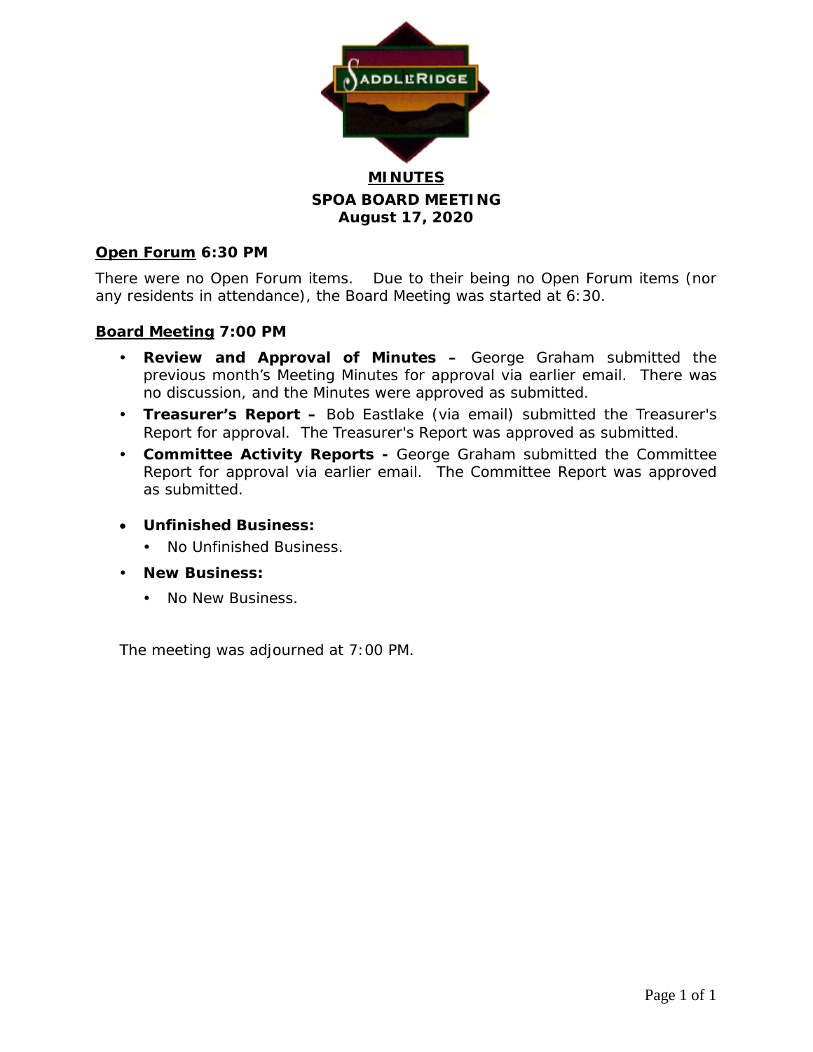# MINUTES

## SPOA BOARD MEETING

## August 17, 2020

**Open Forum 6:30 PM**

There were no Open Forum items. Due to their being no Open Forum items (nor any residents in attendance), the Board Meeting was started at 6:30.

**Board Meeting 7:00 PM**

- **Review and Approval of Minutes –** George Graham submitted the previous month's Meeting Minutes for approval via earlier email. There was no discussion, and the Minutes were approved as submitted.
- **Treasurer's Report –** Bob Eastlake (via email) submitted the Treasurer's Report for approval. The Treasurer's Report was approved as submitted.
- **Committee Activity Reports -** George Graham submitted the Committee Report for approval via earlier email. The Committee Report was approved as submitted.
- **Unfinished Business:**
  - No Unfinished Business.
- **New Business:**
  - No New Business.

The meeting was adjourned at 7:00 PM.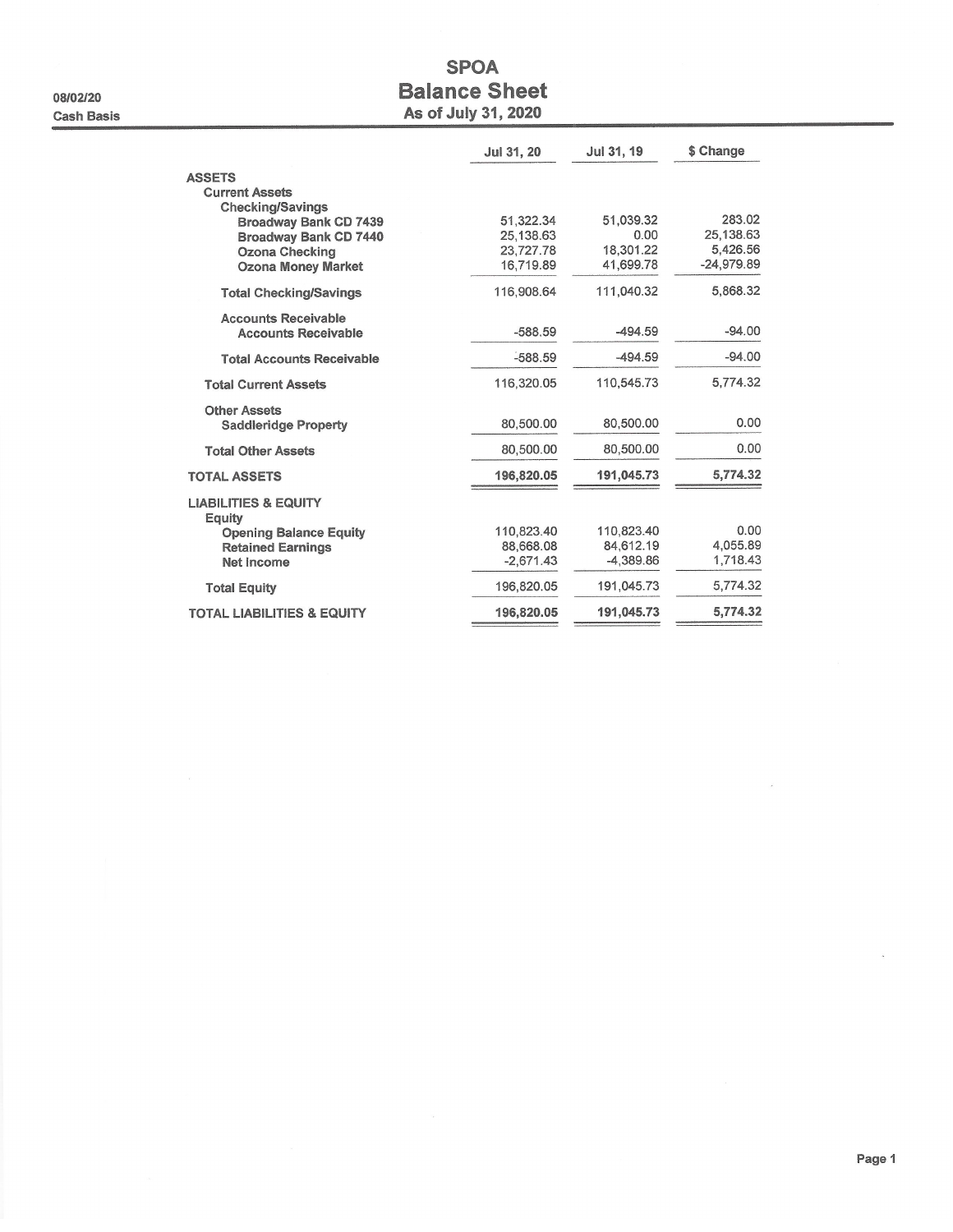08/02/20

Cash Basis

# SPOA
## Balance Sheet
### As of July 31, 2020

| | Jul 31, 20 | Jul 31, 19 | $ Change |
|---|---|---|---|
| **ASSETS** | | | |
| **Current Assets** | | | |
| **Checking/Savings** | | | |
| **Broadway Bank CD 7439** | 51,322.34 | 51,039.32 | 283.02 |
| **Broadway Bank CD 7440** | 25,138.63 | 0.00 | 25,138.63 |
| **Ozona Checking** | 23,727.78 | 18,301.22 | 5,426.56 |
| **Ozona Money Market** | 16,719.89 | 41,699.78 | -24,979.89 |
| **Total Checking/Savings** | 116,908.64 | 111,040.32 | 5,868.32 |
| **Accounts Receivable** | | | |
| **Accounts Receivable** | -588.59 | -494.59 | -94.00 |
| **Total Accounts Receivable** | -588.59 | -494.59 | -94.00 |
| **Total Current Assets** | 116,320.05 | 110,545.73 | 5,774.32 |
| **Other Assets** | | | |
| **Saddleridge Property** | 80,500.00 | 80,500.00 | 0.00 |
| **Total Other Assets** | 80,500.00 | 80,500.00 | 0.00 |
| **TOTAL ASSETS** | **196,820.05** | **191,045.73** | **5,774.32** |
| **LIABILITIES & EQUITY** | | | |
| **Equity** | | | |
| **Opening Balance Equity** | 110,823.40 | 110,823.40 | 0.00 |
| **Retained Earnings** | 88,668.08 | 84,612.19 | 4,055.89 |
| **Net Income** | -2,671.43 | -4,389.86 | 1,718.43 |
| **Total Equity** | 196,820.05 | 191,045.73 | 5,774.32 |
| **TOTAL LIABILITIES & EQUITY** | **196,820.05** | **191,045.73** | **5,774.32** |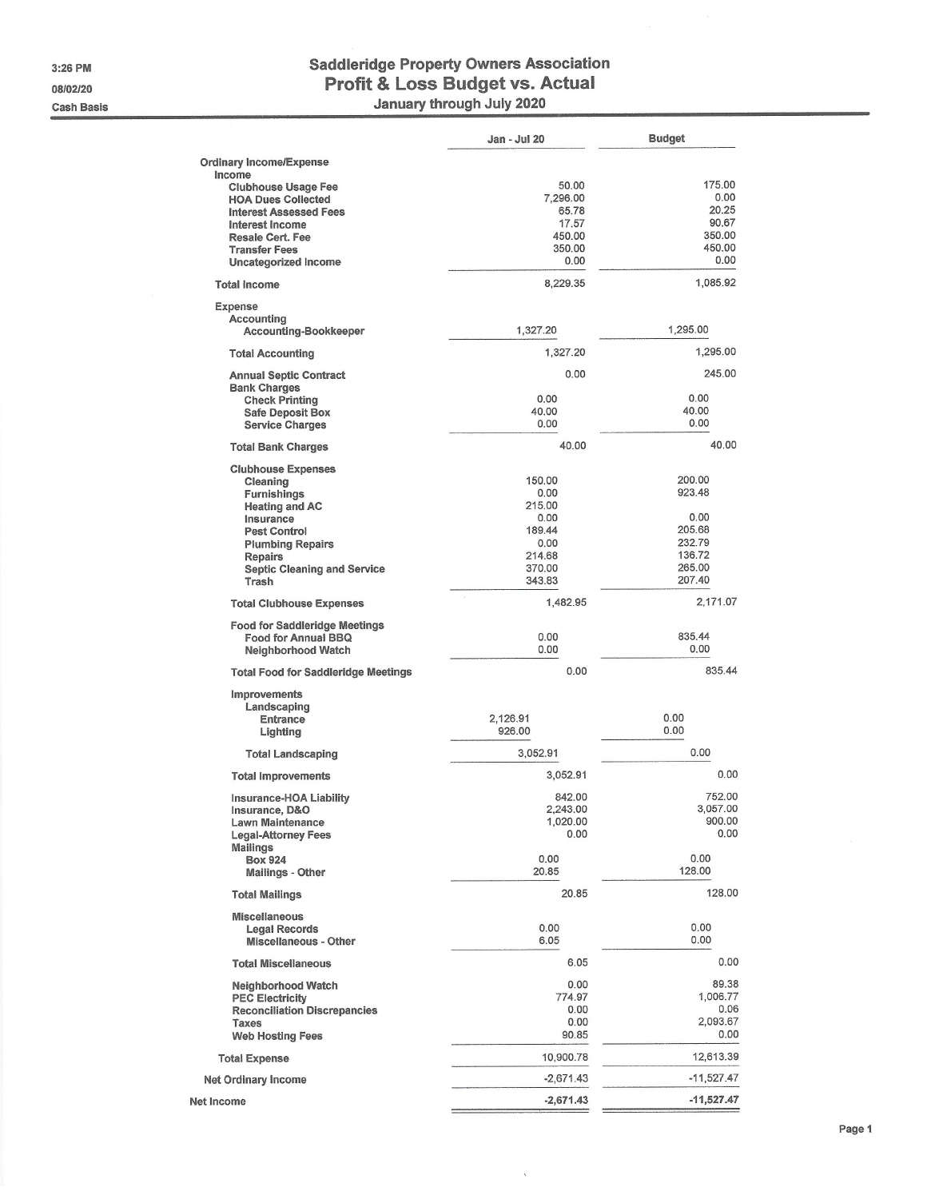# Saddleridge Property Owners Association

## Profit & Loss Budget vs. Actual

### January through July 2020

3:26 PM
08/02/20
Cash Basis

| | Jan - Jul 20 | Budget |
|---|---|---|
| **Ordinary Income/Expense** | | |
| **Income** | | |
| Clubhouse Usage Fee | 50.00 | 175.00 |
| HOA Dues Collected | 7,296.00 | 0.00 |
| Interest Assessed Fees | 65.78 | 20.25 |
| Interest Income | 17.57 | 90.67 |
| Resale Cert. Fee | 450.00 | 350.00 |
| Transfer Fees | 350.00 | 450.00 |
| Uncategorized Income | 0.00 | 0.00 |
| **Total Income** | 8,229.35 | 1,085.92 |
| **Expense** | | |
| **Accounting** | | |
| Accounting-Bookkeeper | 1,327.20 | 1,295.00 |
| **Total Accounting** | 1,327.20 | 1,295.00 |
| Annual Septic Contract | 0.00 | 245.00 |
| **Bank Charges** | | |
| Check Printing | 0.00 | 0.00 |
| Safe Deposit Box | 40.00 | 40.00 |
| Service Charges | 0.00 | 0.00 |
| **Total Bank Charges** | 40.00 | 40.00 |
| **Clubhouse Expenses** | | |
| Cleaning | 150.00 | 200.00 |
| Furnishings | 0.00 | 923.48 |
| Heating and AC | 215.00 | |
| Insurance | 0.00 | 0.00 |
| Pest Control | 189.44 | 205.68 |
| Plumbing Repairs | 0.00 | 232.79 |
| Repairs | 214.68 | 136.72 |
| Septic Cleaning and Service | 370.00 | 265.00 |
| Trash | 343.83 | 207.40 |
| **Total Clubhouse Expenses** | 1,482.95 | 2,171.07 |
| **Food for Saddleridge Meetings** | | |
| Food for Annual BBQ | 0.00 | 835.44 |
| Neighborhood Watch | 0.00 | 0.00 |
| **Total Food for Saddleridge Meetings** | 0.00 | 835.44 |
| **Improvements** | | |
| **Landscaping** | | |
| Entrance | 2,126.91 | 0.00 |
| Lighting | 926.00 | 0.00 |
| **Total Landscaping** | 3,052.91 | 0.00 |
| **Total Improvements** | 3,052.91 | 0.00 |
| Insurance-HOA Liability | 842.00 | 752.00 |
| Insurance, D&O | 2,243.00 | 3,057.00 |
| Lawn Maintenance | 1,020.00 | 900.00 |
| Legal-Attorney Fees | 0.00 | 0.00 |
| **Mailings** | | |
| Box 924 | 0.00 | 0.00 |
| Mailings - Other | 20.85 | 128.00 |
| **Total Mailings** | 20.85 | 128.00 |
| **Miscellaneous** | | |
| Legal Records | 0.00 | 0.00 |
| Miscellaneous - Other | 6.05 | 0.00 |
| **Total Miscellaneous** | 6.05 | 0.00 |
| Neighborhood Watch | 0.00 | 89.38 |
| PEC Electricity | 774.97 | 1,006.77 |
| Reconciliation Discrepancies | 0.00 | 0.06 |
| Taxes | 0.00 | 2,093.67 |
| Web Hosting Fees | 90.85 | 0.00 |
| **Total Expense** | 10,900.78 | 12,613.39 |
| **Net Ordinary Income** | -2,671.43 | -11,527.47 |
| **Net Income** | **-2,671.43** | **-11,527.47** |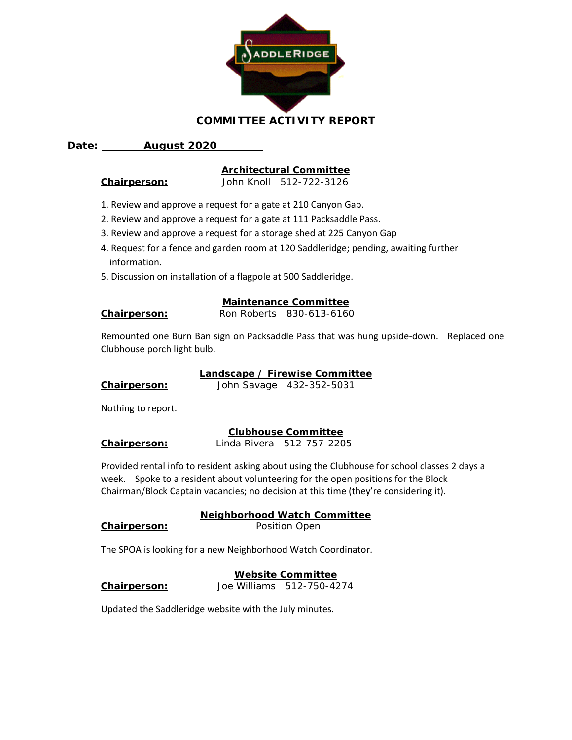# COMMITTEE ACTIVITY REPORT

**Date: August 2020**

## Architectural Committee

**Chairperson:** John Knoll 512-722-3126

1. Review and approve a request for a gate at 210 Canyon Gap.
2. Review and approve a request for a gate at 111 Packsaddle Pass.
3. Review and approve a request for a storage shed at 225 Canyon Gap
4. Request for a fence and garden room at 120 Saddleridge; pending, awaiting further information.
5. Discussion on installation of a flagpole at 500 Saddleridge.

## Maintenance Committee

**Chairperson:** Ron Roberts 830-613-6160

Remounted one Burn Ban sign on Packsaddle Pass that was hung upside-down. Replaced one Clubhouse porch light bulb.

## Landscape / Firewise Committee

**Chairperson:** John Savage 432-352-5031

Nothing to report.

## Clubhouse Committee

**Chairperson:** Linda Rivera 512-757-2205

Provided rental info to resident asking about using the Clubhouse for school classes 2 days a week. Spoke to a resident about volunteering for the open positions for the Block Chairman/Block Captain vacancies; no decision at this time (they're considering it).

## Neighborhood Watch Committee

**Chairperson:** Position Open

The SPOA is looking for a new Neighborhood Watch Coordinator.

## Website Committee

**Chairperson:** Joe Williams 512-750-4274

Updated the Saddleridge website with the July minutes.